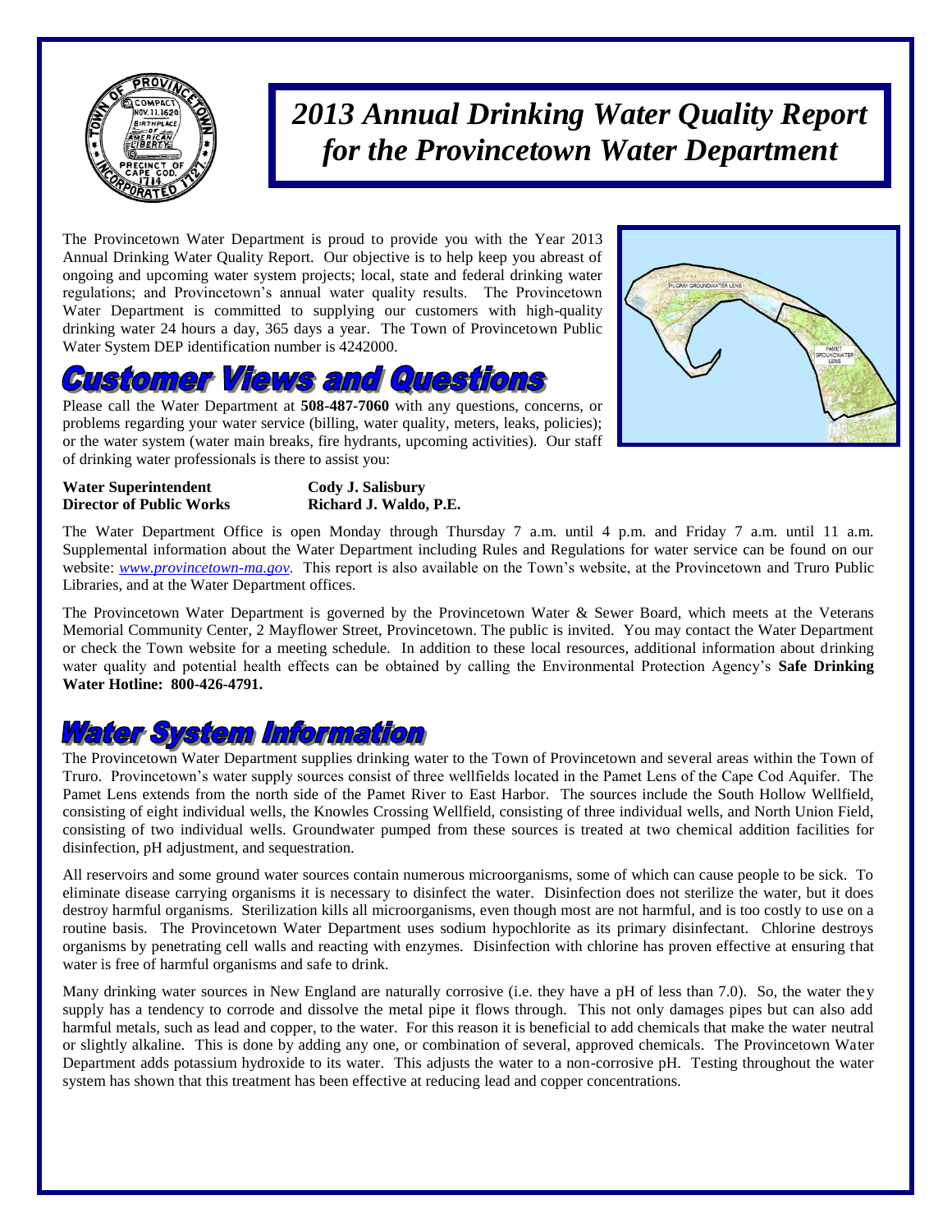# *2013 Annual Drinking Water Quality Report for the Provincetown Water Department*

The Provincetown Water Department is proud to provide you with the Year 2013 Annual Drinking Water Quality Report. Our objective is to help keep you abreast of ongoing and upcoming water system projects; local, state and federal drinking water regulations; and Provincetown's annual water quality results. The Provincetown Water Department is committed to supplying our customers with high-quality drinking water 24 hours a day, 365 days a year. The Town of Provincetown Public Water System DEP identification number is 4242000.

## Customer Views and Questions

Please call the Water Department at **508-487-7060** with any questions, concerns, or problems regarding your water service (billing, water quality, meters, leaks, policies); or the water system (water main breaks, fire hydrants, upcoming activities). Our staff of drinking water professionals is there to assist you:

**Water Superintendent** **Cody J. Salisbury**
**Director of Public Works** **Richard J. Waldo, P.E.**

The Water Department Office is open Monday through Thursday 7 a.m. until 4 p.m. and Friday 7 a.m. until 11 a.m. Supplemental information about the Water Department including Rules and Regulations for water service can be found on our website: *www.provincetown-ma.gov*. This report is also available on the Town's website, at the Provincetown and Truro Public Libraries, and at the Water Department offices.

The Provincetown Water Department is governed by the Provincetown Water & Sewer Board, which meets at the Veterans Memorial Community Center, 2 Mayflower Street, Provincetown. The public is invited. You may contact the Water Department or check the Town website for a meeting schedule. In addition to these local resources, additional information about drinking water quality and potential health effects can be obtained by calling the Environmental Protection Agency's **Safe Drinking Water Hotline: 800-426-4791.**

## Water System Information

The Provincetown Water Department supplies drinking water to the Town of Provincetown and several areas within the Town of Truro. Provincetown's water supply sources consist of three wellfields located in the Pamet Lens of the Cape Cod Aquifer. The Pamet Lens extends from the north side of the Pamet River to East Harbor. The sources include the South Hollow Wellfield, consisting of eight individual wells, the Knowles Crossing Wellfield, consisting of three individual wells, and North Union Field, consisting of two individual wells. Groundwater pumped from these sources is treated at two chemical addition facilities for disinfection, pH adjustment, and sequestration.

All reservoirs and some ground water sources contain numerous microorganisms, some of which can cause people to be sick. To eliminate disease carrying organisms it is necessary to disinfect the water. Disinfection does not sterilize the water, but it does destroy harmful organisms. Sterilization kills all microorganisms, even though most are not harmful, and is too costly to use on a routine basis. The Provincetown Water Department uses sodium hypochlorite as its primary disinfectant. Chlorine destroys organisms by penetrating cell walls and reacting with enzymes. Disinfection with chlorine has proven effective at ensuring that water is free of harmful organisms and safe to drink.

Many drinking water sources in New England are naturally corrosive (i.e. they have a pH of less than 7.0). So, the water they supply has a tendency to corrode and dissolve the metal pipe it flows through. This not only damages pipes but can also add harmful metals, such as lead and copper, to the water. For this reason it is beneficial to add chemicals that make the water neutral or slightly alkaline. This is done by adding any one, or combination of several, approved chemicals. The Provincetown Water Department adds potassium hydroxide to its water. This adjusts the water to a non-corrosive pH. Testing throughout the water system has shown that this treatment has been effective at reducing lead and copper concentrations.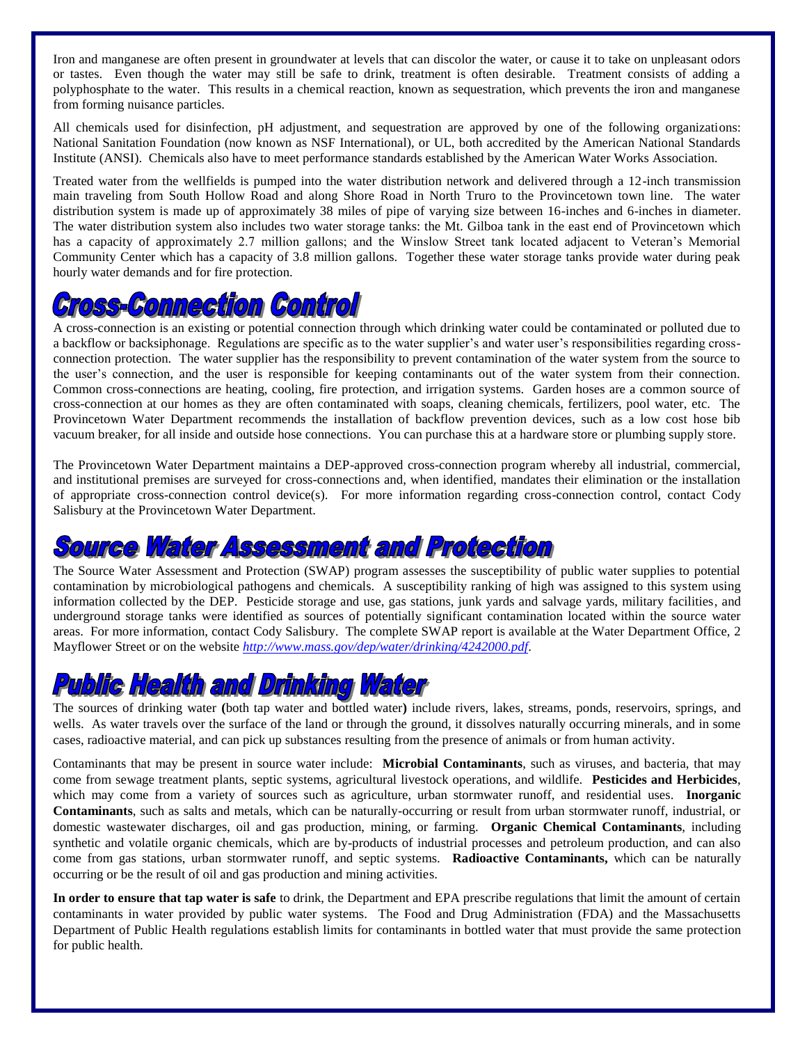Iron and manganese are often present in groundwater at levels that can discolor the water, or cause it to take on unpleasant odors or tastes. Even though the water may still be safe to drink, treatment is often desirable. Treatment consists of adding a polyphosphate to the water. This results in a chemical reaction, known as sequestration, which prevents the iron and manganese from forming nuisance particles.

All chemicals used for disinfection, pH adjustment, and sequestration are approved by one of the following organizations: National Sanitation Foundation (now known as NSF International), or UL, both accredited by the American National Standards Institute (ANSI). Chemicals also have to meet performance standards established by the American Water Works Association.

Treated water from the wellfields is pumped into the water distribution network and delivered through a 12-inch transmission main traveling from South Hollow Road and along Shore Road in North Truro to the Provincetown town line. The water distribution system is made up of approximately 38 miles of pipe of varying size between 16-inches and 6-inches in diameter. The water distribution system also includes two water storage tanks: the Mt. Gilboa tank in the east end of Provincetown which has a capacity of approximately 2.7 million gallons; and the Winslow Street tank located adjacent to Veteran's Memorial Community Center which has a capacity of 3.8 million gallons. Together these water storage tanks provide water during peak hourly water demands and for fire protection.

## Cross-Connection Control

A cross-connection is an existing or potential connection through which drinking water could be contaminated or polluted due to a backflow or backsiphonage. Regulations are specific as to the water supplier's and water user's responsibilities regarding cross-connection protection. The water supplier has the responsibility to prevent contamination of the water system from the source to the user's connection, and the user is responsible for keeping contaminants out of the water system from their connection. Common cross-connections are heating, cooling, fire protection, and irrigation systems. Garden hoses are a common source of cross-connection at our homes as they are often contaminated with soaps, cleaning chemicals, fertilizers, pool water, etc. The Provincetown Water Department recommends the installation of backflow prevention devices, such as a low cost hose bib vacuum breaker, for all inside and outside hose connections. You can purchase this at a hardware store or plumbing supply store.

The Provincetown Water Department maintains a DEP-approved cross-connection program whereby all industrial, commercial, and institutional premises are surveyed for cross-connections and, when identified, mandates their elimination or the installation of appropriate cross-connection control device(s). For more information regarding cross-connection control, contact Cody Salisbury at the Provincetown Water Department.

## Source Water Assessment and Protection

The Source Water Assessment and Protection (SWAP) program assesses the susceptibility of public water supplies to potential contamination by microbiological pathogens and chemicals. A susceptibility ranking of high was assigned to this system using information collected by the DEP. Pesticide storage and use, gas stations, junk yards and salvage yards, military facilities, and underground storage tanks were identified as sources of potentially significant contamination located within the source water areas. For more information, contact Cody Salisbury. The complete SWAP report is available at the Water Department Office, 2 Mayflower Street or on the website *http://www.mass.gov/dep/water/drinking/4242000.pdf*.

## Public Health and Drinking Water

The sources of drinking water **(**both tap water and bottled water**)** include rivers, lakes, streams, ponds, reservoirs, springs, and wells. As water travels over the surface of the land or through the ground, it dissolves naturally occurring minerals, and in some cases, radioactive material, and can pick up substances resulting from the presence of animals or from human activity.

Contaminants that may be present in source water include: **Microbial Contaminants**, such as viruses, and bacteria, that may come from sewage treatment plants, septic systems, agricultural livestock operations, and wildlife. **Pesticides and Herbicides**, which may come from a variety of sources such as agriculture, urban stormwater runoff, and residential uses. **Inorganic Contaminants**, such as salts and metals, which can be naturally-occurring or result from urban stormwater runoff, industrial, or domestic wastewater discharges, oil and gas production, mining, or farming. **Organic Chemical Contaminants**, including synthetic and volatile organic chemicals, which are by-products of industrial processes and petroleum production, and can also come from gas stations, urban stormwater runoff, and septic systems. **Radioactive Contaminants,** which can be naturally occurring or be the result of oil and gas production and mining activities.

**In order to ensure that tap water is safe** to drink, the Department and EPA prescribe regulations that limit the amount of certain contaminants in water provided by public water systems. The Food and Drug Administration (FDA) and the Massachusetts Department of Public Health regulations establish limits for contaminants in bottled water that must provide the same protection for public health.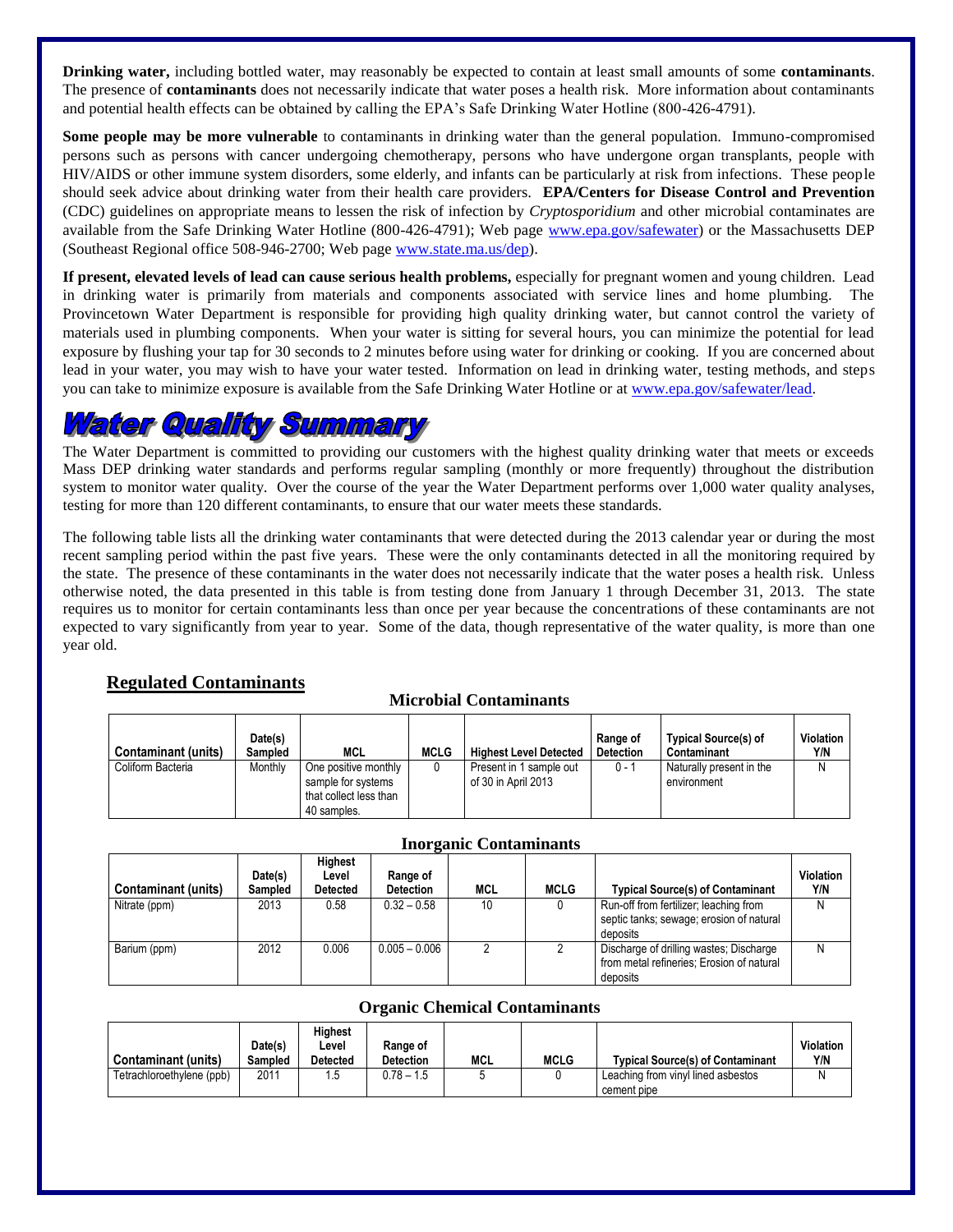**Drinking water,** including bottled water, may reasonably be expected to contain at least small amounts of some **contaminants**. The presence of **contaminants** does not necessarily indicate that water poses a health risk. More information about contaminants and potential health effects can be obtained by calling the EPA's Safe Drinking Water Hotline (800-426-4791).

**Some people may be more vulnerable** to contaminants in drinking water than the general population. Immuno-compromised persons such as persons with cancer undergoing chemotherapy, persons who have undergone organ transplants, people with HIV/AIDS or other immune system disorders, some elderly, and infants can be particularly at risk from infections. These people should seek advice about drinking water from their health care providers. **EPA/Centers for Disease Control and Prevention** (CDC) guidelines on appropriate means to lessen the risk of infection by *Cryptosporidium* and other microbial contaminates are available from the Safe Drinking Water Hotline (800-426-4791); Web page www.epa.gov/safewater) or the Massachusetts DEP (Southeast Regional office 508-946-2700; Web page www.state.ma.us/dep).

**If present, elevated levels of lead can cause serious health problems,** especially for pregnant women and young children. Lead in drinking water is primarily from materials and components associated with service lines and home plumbing. The Provincetown Water Department is responsible for providing high quality drinking water, but cannot control the variety of materials used in plumbing components. When your water is sitting for several hours, you can minimize the potential for lead exposure by flushing your tap for 30 seconds to 2 minutes before using water for drinking or cooking. If you are concerned about lead in your water, you may wish to have your water tested. Information on lead in drinking water, testing methods, and steps you can take to minimize exposure is available from the Safe Drinking Water Hotline or at www.epa.gov/safewater/lead.

# Water Quality Summary

The Water Department is committed to providing our customers with the highest quality drinking water that meets or exceeds Mass DEP drinking water standards and performs regular sampling (monthly or more frequently) throughout the distribution system to monitor water quality. Over the course of the year the Water Department performs over 1,000 water quality analyses, testing for more than 120 different contaminants, to ensure that our water meets these standards.

The following table lists all the drinking water contaminants that were detected during the 2013 calendar year or during the most recent sampling period within the past five years. These were the only contaminants detected in all the monitoring required by the state. The presence of these contaminants in the water does not necessarily indicate that the water poses a health risk. Unless otherwise noted, the data presented in this table is from testing done from January 1 through December 31, 2013. The state requires us to monitor for certain contaminants less than once per year because the concentrations of these contaminants are not expected to vary significantly from year to year. Some of the data, though representative of the water quality, is more than one year old.

## Regulated Contaminants

### Microbial Contaminants

| Contaminant (units) | Date(s) Sampled | MCL | MCLG | Highest Level Detected | Range of Detection | Typical Source(s) of Contaminant | Violation Y/N |
|---|---|---|---|---|---|---|---|
| Coliform Bacteria | Monthly | One positive monthly sample for systems that collect less than 40 samples. | 0 | Present in 1 sample out of 30 in April 2013 | 0 - 1 | Naturally present in the environment | N |

### Inorganic Contaminants

| Contaminant (units) | Date(s) Sampled | Highest Level Detected | Range of Detection | MCL | MCLG | Typical Source(s) of Contaminant | Violation Y/N |
|---|---|---|---|---|---|---|---|
| Nitrate (ppm) | 2013 | 0.58 | 0.32 – 0.58 | 10 | 0 | Run-off from fertilizer; leaching from septic tanks; sewage; erosion of natural deposits | N |
| Barium (ppm) | 2012 | 0.006 | 0.005 – 0.006 | 2 | 2 | Discharge of drilling wastes; Discharge from metal refineries; Erosion of natural deposits | N |

### Organic Chemical Contaminants

| Contaminant (units) | Date(s) Sampled | Highest Level Detected | Range of Detection | MCL | MCLG | Typical Source(s) of Contaminant | Violation Y/N |
|---|---|---|---|---|---|---|---|
| Tetrachloroethylene (ppb) | 2011 | 1.5 | 0.78 – 1.5 | 5 | 0 | Leaching from vinyl lined asbestos cement pipe | N |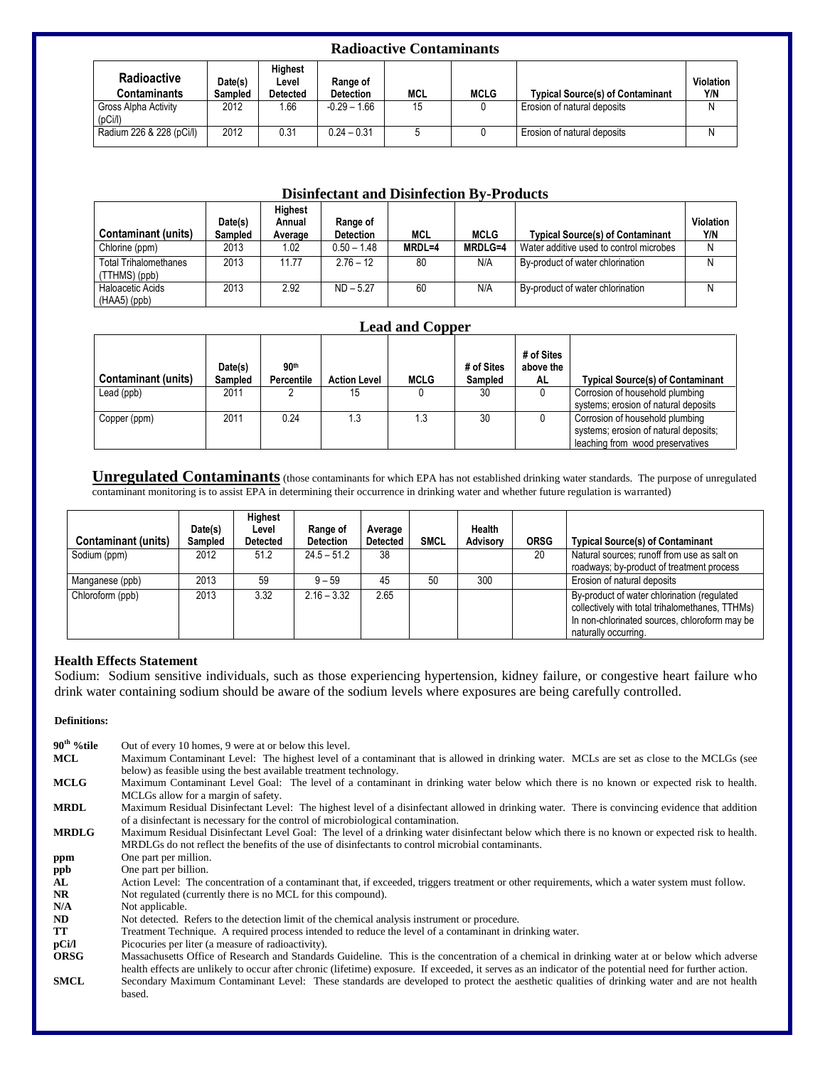## Radioactive Contaminants

| Radioactive Contaminants | Date(s) Sampled | Highest Level Detected | Range of Detection | MCL | MCLG | Typical Source(s) of Contaminant | Violation Y/N |
|---|---|---|---|---|---|---|---|
| Gross Alpha Activity (pCi/l) | 2012 | 1.66 | -0.29 – 1.66 | 15 | 0 | Erosion of natural deposits | N |
| Radium 226 & 228 (pCi/l) | 2012 | 0.31 | 0.24 – 0.31 | 5 | 0 | Erosion of natural deposits | N |

## Disinfectant and Disinfection By-Products

| Contaminant (units) | Date(s) Sampled | Highest Annual Average | Range of Detection | MCL | MCLG | Typical Source(s) of Contaminant | Violation Y/N |
|---|---|---|---|---|---|---|---|
| Chlorine (ppm) | 2013 | 1.02 | 0.50 – 1.48 | MRDL=4 | MRDLG=4 | Water additive used to control microbes | N |
| Total Trihalomethanes (TTHMS) (ppb) | 2013 | 11.77 | 2.76 – 12 | 80 | N/A | By-product of water chlorination | N |
| Haloacetic Acids (HAA5) (ppb) | 2013 | 2.92 | ND – 5.27 | 60 | N/A | By-product of water chlorination | N |

## Lead and Copper

| Contaminant (units) | Date(s) Sampled | 90th Percentile | Action Level | MCLG | # of Sites Sampled | # of Sites above the AL | Typical Source(s) of Contaminant |
|---|---|---|---|---|---|---|---|
| Lead (ppb) | 2011 | 2 | 15 | 0 | 30 | 0 | Corrosion of household plumbing systems; erosion of natural deposits |
| Copper (ppm) | 2011 | 0.24 | 1.3 | 1.3 | 30 | 0 | Corrosion of household plumbing systems; erosion of natural deposits; leaching from wood preservatives |

**Unregulated Contaminants** (those contaminants for which EPA has not established drinking water standards. The purpose of unregulated contaminant monitoring is to assist EPA in determining their occurrence in drinking water and whether future regulation is warranted)

| Contaminant (units) | Date(s) Sampled | Highest Level Detected | Range of Detection | Average Detected | SMCL | Health Advisory | ORSG | Typical Source(s) of Contaminant |
|---|---|---|---|---|---|---|---|---|
| Sodium (ppm) | 2012 | 51.2 | 24.5 – 51.2 | 38 | | | 20 | Natural sources; runoff from use as salt on roadways; by-product of treatment process |
| Manganese (ppb) | 2013 | 59 | 9 – 59 | 45 | 50 | 300 | | Erosion of natural deposits |
| Chloroform (ppb) | 2013 | 3.32 | 2.16 – 3.32 | 2.65 | | | | By-product of water chlorination (regulated collectively with total trihalomethanes, TTHMs) In non-chlorinated sources, chloroform may be naturally occurring. |

### Health Effects Statement

Sodium: Sodium sensitive individuals, such as those experiencing hypertension, kidney failure, or congestive heart failure who drink water containing sodium should be aware of the sodium levels where exposures are being carefully controlled.

**Definitions:**

**90th %tile** Out of every 10 homes, 9 were at or below this level.
**MCL** Maximum Contaminant Level: The highest level of a contaminant that is allowed in drinking water. MCLs are set as close to the MCLGs (see below) as feasible using the best available treatment technology.
**MCLG** Maximum Contaminant Level Goal: The level of a contaminant in drinking water below which there is no known or expected risk to health. MCLGs allow for a margin of safety.
**MRDL** Maximum Residual Disinfectant Level: The highest level of a disinfectant allowed in drinking water. There is convincing evidence that addition of a disinfectant is necessary for the control of microbiological contamination.
**MRDLG** Maximum Residual Disinfectant Level Goal: The level of a drinking water disinfectant below which there is no known or expected risk to health. MRDLGs do not reflect the benefits of the use of disinfectants to control microbial contaminants.
**ppm** One part per million.
**ppb** One part per billion.
**AL** Action Level: The concentration of a contaminant that, if exceeded, triggers treatment or other requirements, which a water system must follow.
**NR** Not regulated (currently there is no MCL for this compound).
**N/A** Not applicable.
**ND** Not detected. Refers to the detection limit of the chemical analysis instrument or procedure.
**TT** Treatment Technique. A required process intended to reduce the level of a contaminant in drinking water.
**pCi/l** Picocuries per liter (a measure of radioactivity).
**ORSG** Massachusetts Office of Research and Standards Guideline. This is the concentration of a chemical in drinking water at or below which adverse health effects are unlikely to occur after chronic (lifetime) exposure. If exceeded, it serves as an indicator of the potential need for further action.
**SMCL** Secondary Maximum Contaminant Level: These standards are developed to protect the aesthetic qualities of drinking water and are not health based.